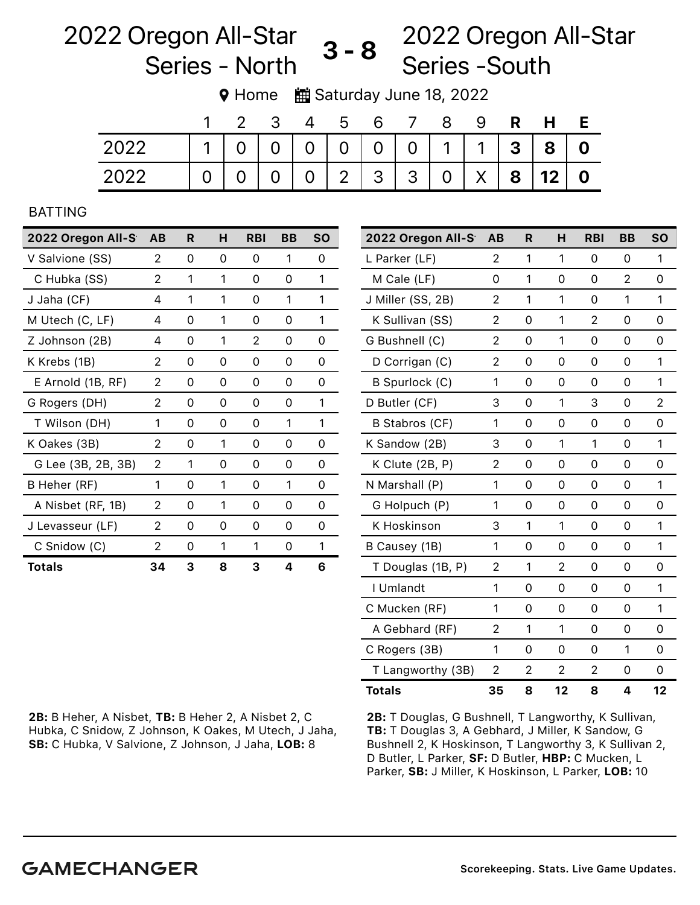# 2022 Oregon All-Star Series - North 3 - 8 2022 Oregon All-Star Series -South

Home Saturday June 18, 2022

| | 1 | 2 | 3 | 4 | 5 | 6 | 7 | 8 | 9 | R | H | E |
|---|---|---|---|---|---|---|---|---|---|---|---|---|
| 2022 | 1 | 0 | 0 | 0 | 0 | 0 | 0 | 1 | 1 | **3** | **8** | **0** |
| 2022 | 0 | 0 | 0 | 0 | 2 | 3 | 3 | 0 | X | **8** | **12** | **0** |

BATTING

| 2022 Oregon All-S | AB | R | H | RBI | BB | SO |
|---|---|---|---|---|---|---|
| V Salvione (SS) | 2 | 0 | 0 | 0 | 1 | 0 |
| C Hubka (SS) | 2 | 1 | 1 | 0 | 0 | 1 |
| J Jaha (CF) | 4 | 1 | 1 | 0 | 1 | 1 |
| M Utech (C, LF) | 4 | 0 | 1 | 0 | 0 | 1 |
| Z Johnson (2B) | 4 | 0 | 1 | 2 | 0 | 0 |
| K Krebs (1B) | 2 | 0 | 0 | 0 | 0 | 0 |
| E Arnold (1B, RF) | 2 | 0 | 0 | 0 | 0 | 0 |
| G Rogers (DH) | 2 | 0 | 0 | 0 | 0 | 1 |
| T Wilson (DH) | 1 | 0 | 0 | 0 | 1 | 1 |
| K Oakes (3B) | 2 | 0 | 1 | 0 | 0 | 0 |
| G Lee (3B, 2B, 3B) | 2 | 1 | 0 | 0 | 0 | 0 |
| B Heher (RF) | 1 | 0 | 1 | 0 | 1 | 0 |
| A Nisbet (RF, 1B) | 2 | 0 | 1 | 0 | 0 | 0 |
| J Levasseur (LF) | 2 | 0 | 0 | 0 | 0 | 0 |
| C Snidow (C) | 2 | 0 | 1 | 1 | 0 | 1 |
| **Totals** | **34** | **3** | **8** | **3** | **4** | **6** |

**2B:** B Heher, A Nisbet, **TB:** B Heher 2, A Nisbet 2, C Hubka, C Snidow, Z Johnson, K Oakes, M Utech, J Jaha, **SB:** C Hubka, V Salvione, Z Johnson, J Jaha, **LOB:** 8

| 2022 Oregon All-S | AB | R | H | RBI | BB | SO |
|---|---|---|---|---|---|---|
| L Parker (LF) | 2 | 1 | 1 | 0 | 0 | 1 |
| M Cale (LF) | 0 | 1 | 0 | 0 | 2 | 0 |
| J Miller (SS, 2B) | 2 | 1 | 1 | 0 | 1 | 1 |
| K Sullivan (SS) | 2 | 0 | 1 | 2 | 0 | 0 |
| G Bushnell (C) | 2 | 0 | 1 | 0 | 0 | 0 |
| D Corrigan (C) | 2 | 0 | 0 | 0 | 0 | 1 |
| B Spurlock (C) | 1 | 0 | 0 | 0 | 0 | 1 |
| D Butler (CF) | 3 | 0 | 1 | 3 | 0 | 2 |
| B Stabros (CF) | 1 | 0 | 0 | 0 | 0 | 0 |
| K Sandow (2B) | 3 | 0 | 1 | 1 | 0 | 1 |
| K Clute (2B, P) | 2 | 0 | 0 | 0 | 0 | 0 |
| N Marshall (P) | 1 | 0 | 0 | 0 | 0 | 1 |
| G Holpuch (P) | 1 | 0 | 0 | 0 | 0 | 0 |
| K Hoskinson | 3 | 1 | 1 | 0 | 0 | 1 |
| B Causey (1B) | 1 | 0 | 0 | 0 | 0 | 1 |
| T Douglas (1B, P) | 2 | 1 | 2 | 0 | 0 | 0 |
| I Umlandt | 1 | 0 | 0 | 0 | 0 | 1 |
| C Mucken (RF) | 1 | 0 | 0 | 0 | 0 | 1 |
| A Gebhard (RF) | 2 | 1 | 1 | 0 | 0 | 0 |
| C Rogers (3B) | 1 | 0 | 0 | 0 | 1 | 0 |
| T Langworthy (3B) | 2 | 2 | 2 | 2 | 0 | 0 |
| **Totals** | **35** | **8** | **12** | **8** | **4** | **12** |

**2B:** T Douglas, G Bushnell, T Langworthy, K Sullivan, **TB:** T Douglas 3, A Gebhard, J Miller, K Sandow, G Bushnell 2, K Hoskinson, T Langworthy 3, K Sullivan 2, D Butler, L Parker, **SF:** D Butler, **HBP:** C Mucken, L Parker, **SB:** J Miller, K Hoskinson, L Parker, **LOB:** 10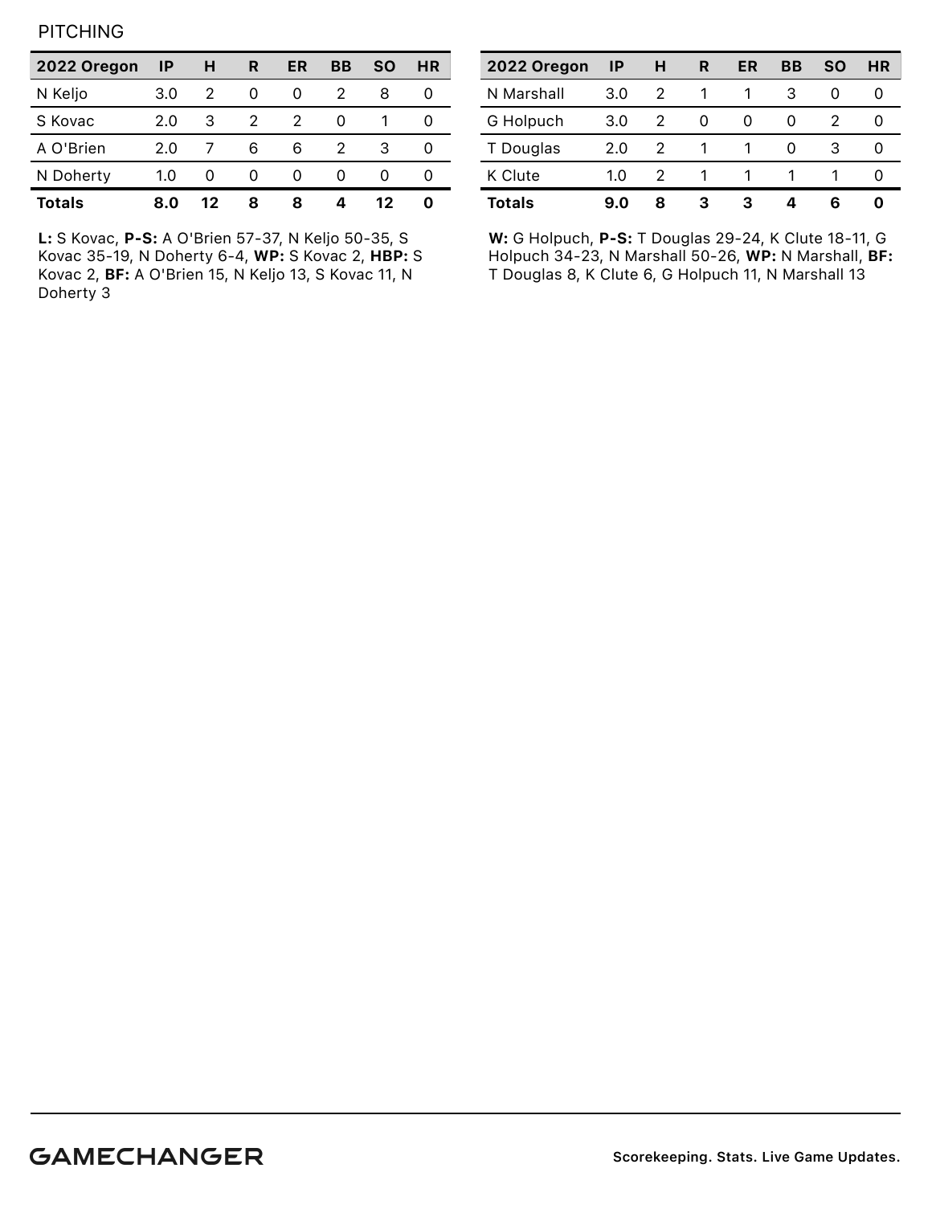PITCHING

| 2022 Oregon | IP | H | R | ER | BB | SO | HR |
|---|---|---|---|---|---|---|---|
| N Keljo | 3.0 | 2 | 0 | 0 | 2 | 8 | 0 |
| S Kovac | 2.0 | 3 | 2 | 2 | 0 | 1 | 0 |
| A O'Brien | 2.0 | 7 | 6 | 6 | 2 | 3 | 0 |
| N Doherty | 1.0 | 0 | 0 | 0 | 0 | 0 | 0 |
| **Totals** | **8.0** | **12** | **8** | **8** | **4** | **12** | **0** |

**L:** S Kovac, **P-S:** A O'Brien 57-37, N Keljo 50-35, S Kovac 35-19, N Doherty 6-4, **WP:** S Kovac 2, **HBP:** S Kovac 2, **BF:** A O'Brien 15, N Keljo 13, S Kovac 11, N Doherty 3

| 2022 Oregon | IP | H | R | ER | BB | SO | HR |
|---|---|---|---|---|---|---|---|
| N Marshall | 3.0 | 2 | 1 | 1 | 3 | 0 | 0 |
| G Holpuch | 3.0 | 2 | 0 | 0 | 0 | 2 | 0 |
| T Douglas | 2.0 | 2 | 1 | 1 | 0 | 3 | 0 |
| K Clute | 1.0 | 2 | 1 | 1 | 1 | 1 | 0 |
| **Totals** | **9.0** | **8** | **3** | **3** | **4** | **6** | **0** |

**W:** G Holpuch, **P-S:** T Douglas 29-24, K Clute 18-11, G Holpuch 34-23, N Marshall 50-26, **WP:** N Marshall, **BF:** T Douglas 8, K Clute 6, G Holpuch 11, N Marshall 13

GAMECHANGER

Scorekeeping. Stats. Live Game Updates.